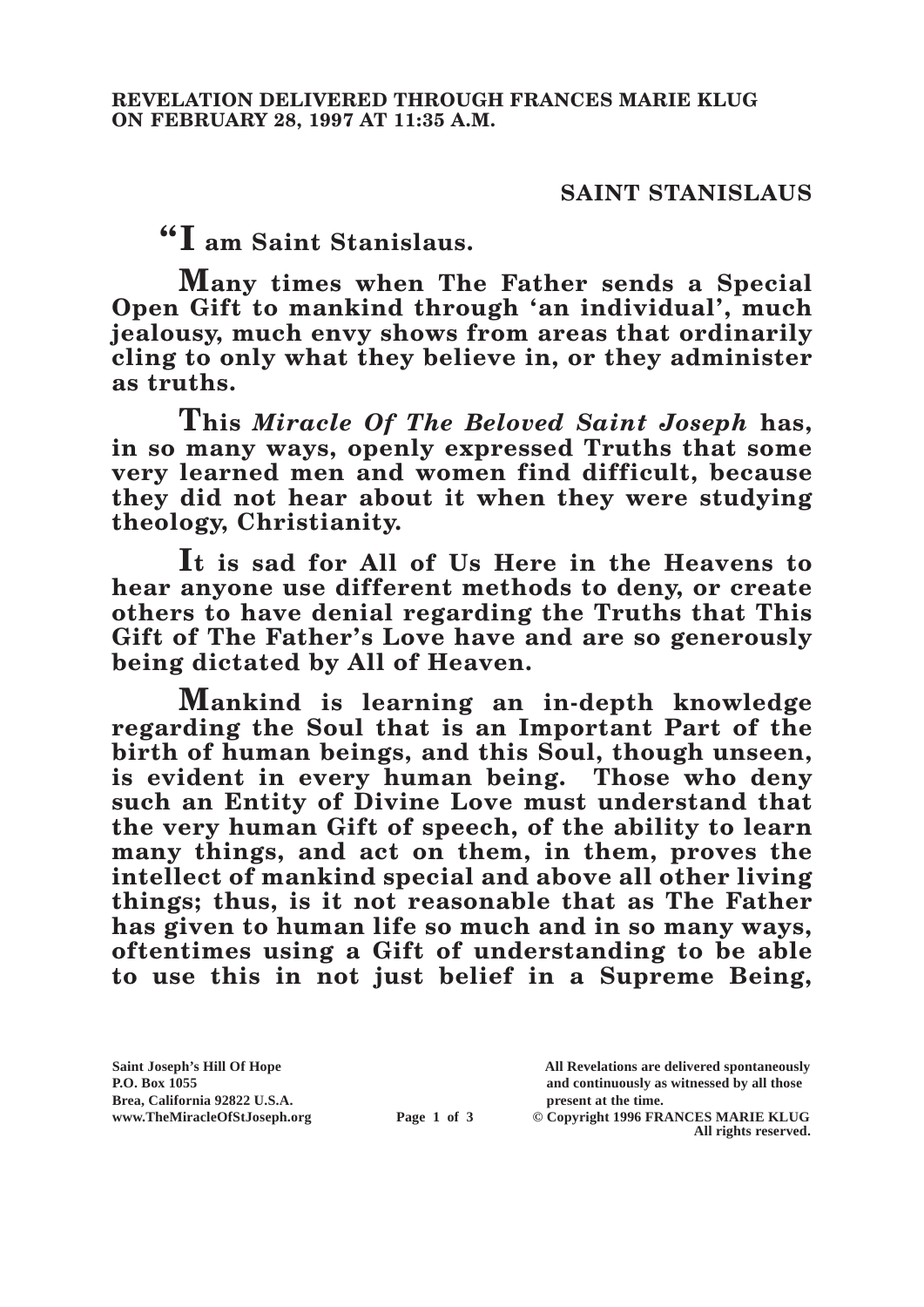**REVELATION DELIVERED THROUGH FRANCES MARIE KLUG ON FEBRUARY 28, 1997 AT 11:35 A.M.**

## SAINT STANISLAUS

**"I am Saint Stanislaus.**

**Many times when The Father sends a Special Open Gift to mankind through 'an individual', much jealousy, much envy shows from areas that ordinarily cling to only what they believe in, or they administer as truths.**

**This *Miracle Of The Beloved Saint Joseph* has, in so many ways, openly expressed Truths that some very learned men and women find difficult, because they did not hear about it when they were studying theology, Christianity.**

**It is sad for All of Us Here in the Heavens to hear anyone use different methods to deny, or create others to have denial regarding the Truths that This Gift of The Father's Love have and are so generously being dictated by All of Heaven.**

**Mankind is learning an in-depth knowledge regarding the Soul that is an Important Part of the birth of human beings, and this Soul, though unseen, is evident in every human being. Those who deny such an Entity of Divine Love must understand that the very human Gift of speech, of the ability to learn many things, and act on them, in them, proves the intellect of mankind special and above all other living things; thus, is it not reasonable that as The Father has given to human life so much and in so many ways, oftentimes using a Gift of understanding to be able to use this in not just belief in a Supreme Being,**

Saint Joseph's Hill Of Hope
P.O. Box 1055
Brea, California 92822 U.S.A.
www.TheMiracleOfStJoseph.org

All Revelations are delivered spontaneously and continuously as witnessed by all those present at the time.
© Copyright 1996 FRANCES MARIE KLUG
All rights reserved.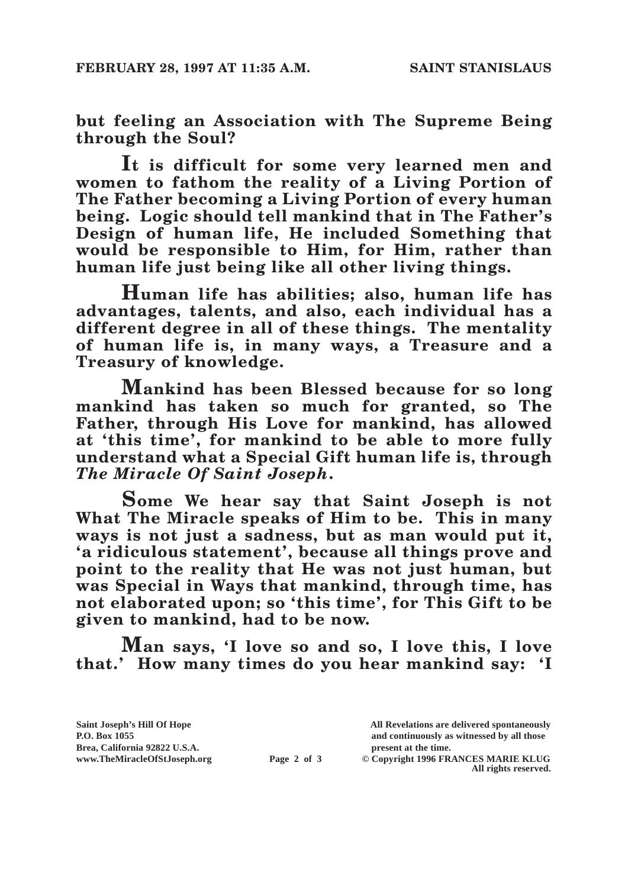**but feeling an Association with The Supreme Being through the Soul?**

**It is difficult for some very learned men and women to fathom the reality of a Living Portion of The Father becoming a Living Portion of every human being. Logic should tell mankind that in The Father's Design of human life, He included Something that would be responsible to Him, for Him, rather than human life just being like all other living things.**

**Human life has abilities; also, human life has advantages, talents, and also, each individual has a different degree in all of these things. The mentality of human life is, in many ways, a Treasure and a Treasury of knowledge.**

**Mankind has been Blessed because for so long mankind has taken so much for granted, so The Father, through His Love for mankind, has allowed at 'this time', for mankind to be able to more fully understand what a Special Gift human life is, through *The Miracle Of Saint Joseph*.**

**Some We hear say that Saint Joseph is not What The Miracle speaks of Him to be. This in many ways is not just a sadness, but as man would put it, 'a ridiculous statement', because all things prove and point to the reality that He was not just human, but was Special in Ways that mankind, through time, has not elaborated upon; so 'this time', for This Gift to be given to mankind, had to be now.**

**Man says, 'I love so and so, I love this, I love that.' How many times do you hear mankind say: 'I**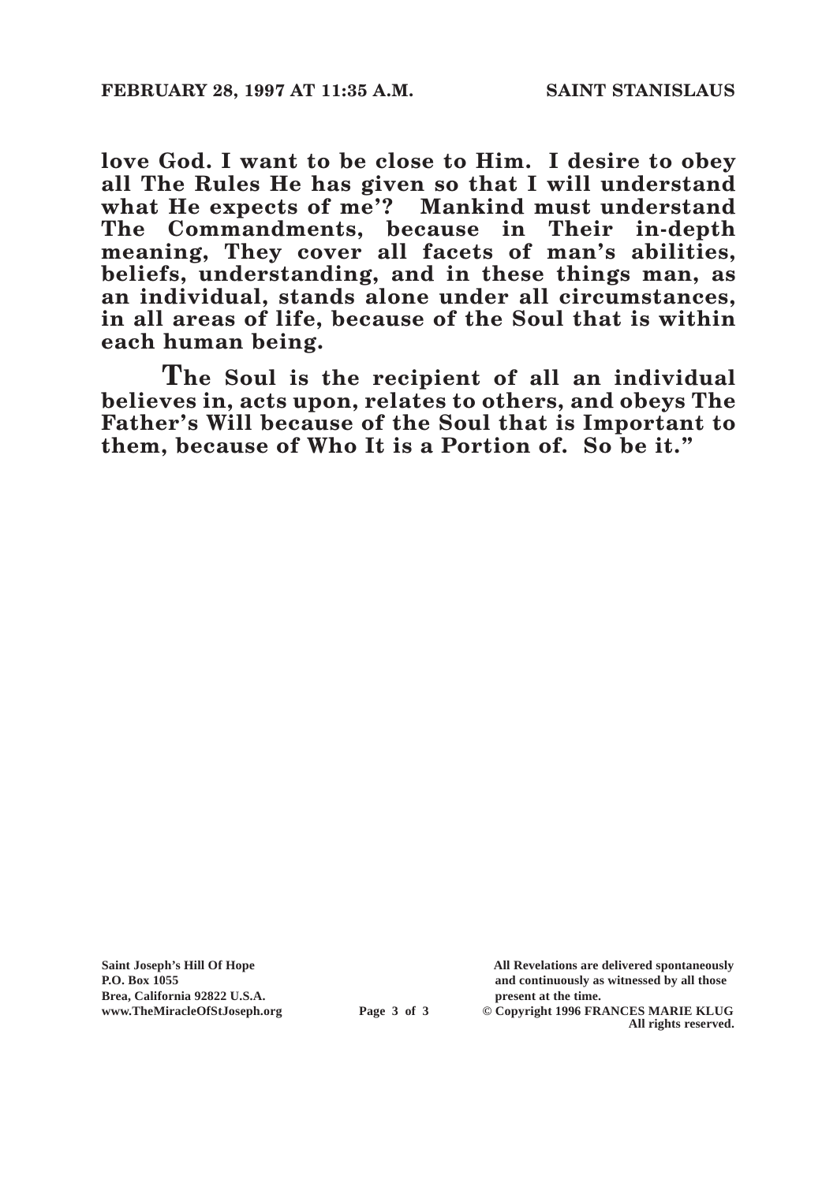**love God. I want to be close to Him. I desire to obey all The Rules He has given so that I will understand what He expects of me'? Mankind must understand The Commandments, because in Their in-depth meaning, They cover all facets of man's abilities, beliefs, understanding, and in these things man, as an individual, stands alone under all circumstances, in all areas of life, because of the Soul that is within each human being.**

**The Soul is the recipient of all an individual believes in, acts upon, relates to others, and obeys The Father's Will because of the Soul that is Important to them, because of Who It is a Portion of. So be it."**